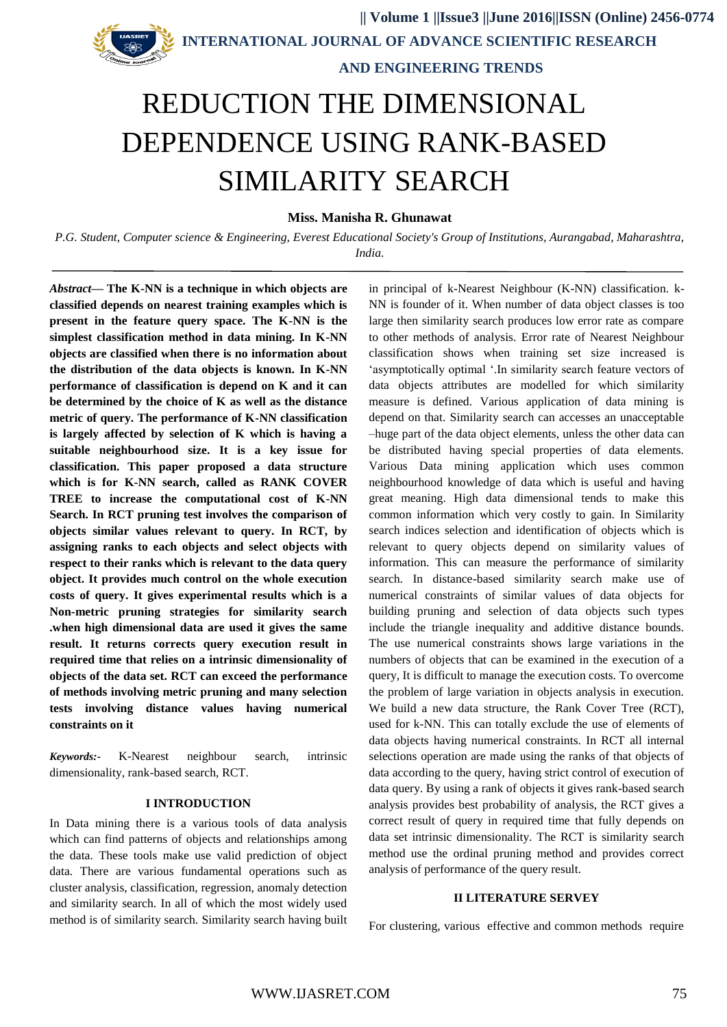# REDUCTION THE DIMENSIONAL DEPENDENCE USING RANK-BASED SIMILARITY SEARCH

**Miss. Manisha R. Ghunawat**

*P.G. Student, Computer science & Engineering, Everest Educational Society's Group of Institutions, Aurangabad, Maharashtra, India.*

***Abstract*— The K-NN is a technique in which objects are classified depends on nearest training examples which is present in the feature query space. The K-NN is the simplest classification method in data mining. In K-NN objects are classified when there is no information about the distribution of the data objects is known. In K-NN performance of classification is depend on K and it can be determined by the choice of K as well as the distance metric of query. The performance of K-NN classification is largely affected by selection of K which is having a suitable neighbourhood size. It is a key issue for classification. This paper proposed a data structure which is for K-NN search, called as RANK COVER TREE to increase the computational cost of K-NN Search. In RCT pruning test involves the comparison of objects similar values relevant to query. In RCT, by assigning ranks to each objects and select objects with respect to their ranks which is relevant to the data query object. It provides much control on the whole execution costs of query. It gives experimental results which is a Non-metric pruning strategies for similarity search .when high dimensional data are used it gives the same result. It returns corrects query execution result in required time that relies on a intrinsic dimensionality of objects of the data set. RCT can exceed the performance of methods involving metric pruning and many selection tests involving distance values having numerical constraints on it**

***Keywords:-*** K-Nearest neighbour search, intrinsic dimensionality, rank-based search, RCT.

## I INTRODUCTION

In Data mining there is a various tools of data analysis which can find patterns of objects and relationships among the data. These tools make use valid prediction of object data. There are various fundamental operations such as cluster analysis, classification, regression, anomaly detection and similarity search. In all of which the most widely used method is of similarity search. Similarity search having built in principal of k-Nearest Neighbour (K-NN) classification. k-NN is founder of it. When number of data object classes is too large then similarity search produces low error rate as compare to other methods of analysis. Error rate of Nearest Neighbour classification shows when training set size increased is 'asymptotically optimal '.In similarity search feature vectors of data objects attributes are modelled for which similarity measure is defined. Various application of data mining is depend on that. Similarity search can accesses an unacceptable –huge part of the data object elements, unless the other data can be distributed having special properties of data elements. Various Data mining application which uses common neighbourhood knowledge of data which is useful and having great meaning. High data dimensional tends to make this common information which very costly to gain. In Similarity search indices selection and identification of objects which is relevant to query objects depend on similarity values of information. This can measure the performance of similarity search. In distance-based similarity search make use of numerical constraints of similar values of data objects for building pruning and selection of data objects such types include the triangle inequality and additive distance bounds. The use numerical constraints shows large variations in the numbers of objects that can be examined in the execution of a query, It is difficult to manage the execution costs. To overcome the problem of large variation in objects analysis in execution. We build a new data structure, the Rank Cover Tree (RCT), used for k-NN. This can totally exclude the use of elements of data objects having numerical constraints. In RCT all internal selections operation are made using the ranks of that objects of data according to the query, having strict control of execution of data query. By using a rank of objects it gives rank-based search analysis provides best probability of analysis, the RCT gives a correct result of query in required time that fully depends on data set intrinsic dimensionality. The RCT is similarity search method use the ordinal pruning method and provides correct analysis of performance of the query result.

## II LITERATURE SERVEY

For clustering, various effective and common methods require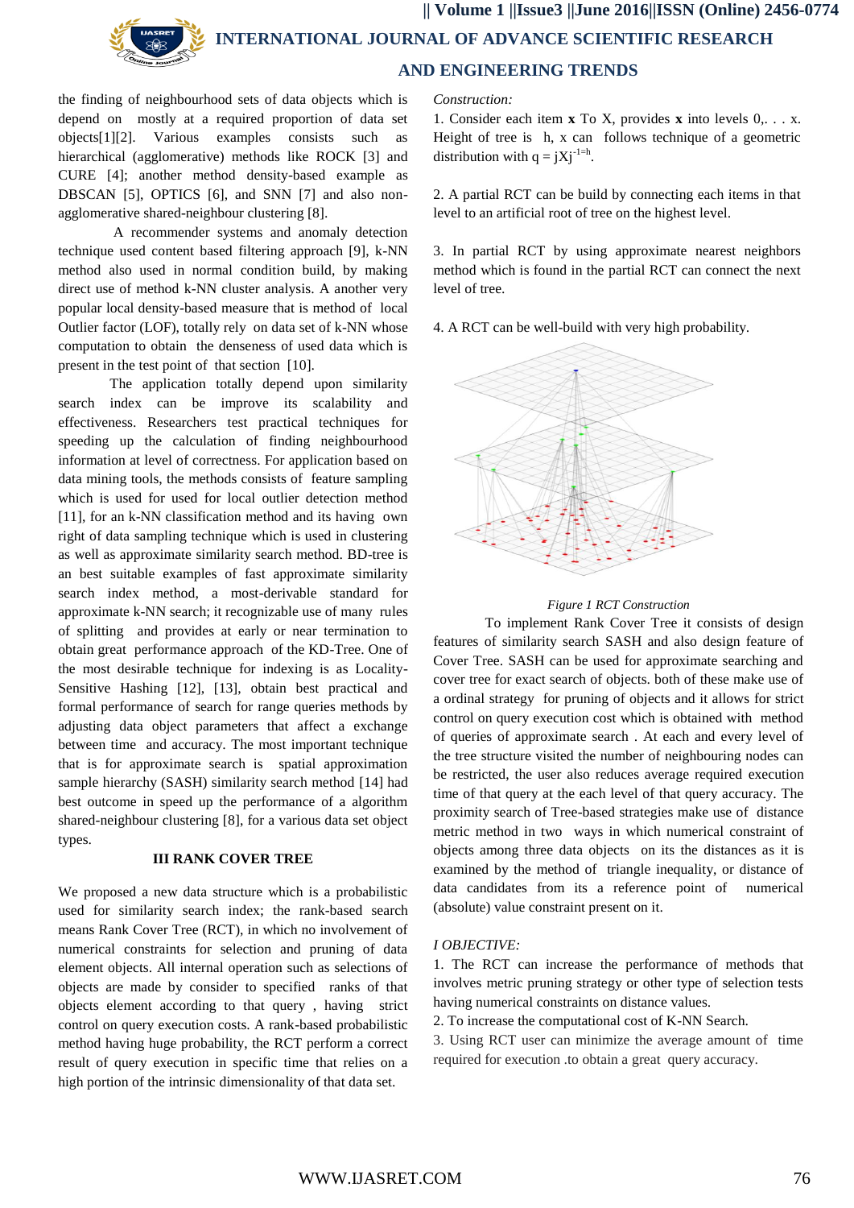the finding of neighbourhood sets of data objects which is depend on mostly at a required proportion of data set objects[1][2]. Various examples consists such as hierarchical (agglomerative) methods like ROCK [3] and CURE [4]; another method density-based example as DBSCAN [5], OPTICS [6], and SNN [7] and also non-agglomerative shared-neighbour clustering [8].

A recommender systems and anomaly detection technique used content based filtering approach [9], k-NN method also used in normal condition build, by making direct use of method k-NN cluster analysis. A another very popular local density-based measure that is method of local Outlier factor (LOF), totally rely on data set of k-NN whose computation to obtain the denseness of used data which is present in the test point of that section [10].

The application totally depend upon similarity search index can be improve its scalability and effectiveness. Researchers test practical techniques for speeding up the calculation of finding neighbourhood information at level of correctness. For application based on data mining tools, the methods consists of feature sampling which is used for used for local outlier detection method [11], for an k-NN classification method and its having own right of data sampling technique which is used in clustering as well as approximate similarity search method. BD-tree is an best suitable examples of fast approximate similarity search index method, a most-derivable standard for approximate k-NN search; it recognizable use of many rules of splitting and provides at early or near termination to obtain great performance approach of the KD-Tree. One of the most desirable technique for indexing is as Locality-Sensitive Hashing [12], [13], obtain best practical and formal performance of search for range queries methods by adjusting data object parameters that affect a exchange between time and accuracy. The most important technique that is for approximate search is spatial approximation sample hierarchy (SASH) similarity search method [14] had best outcome in speed up the performance of a algorithm shared-neighbour clustering [8], for a various data set object types.

## III RANK COVER TREE

We proposed a new data structure which is a probabilistic used for similarity search index; the rank-based search means Rank Cover Tree (RCT), in which no involvement of numerical constraints for selection and pruning of data element objects. All internal operation such as selections of objects are made by consider to specified ranks of that objects element according to that query , having strict control on query execution costs. A rank-based probabilistic method having huge probability, the RCT perform a correct result of query execution in specific time that relies on a high portion of the intrinsic dimensionality of that data set.

*Construction:*

1. Consider each item **x** To X, provides **x** into levels 0,. . . x. Height of tree is h, x can follows technique of a geometric distribution with $q = jXj^{-1=h}$.

2. A partial RCT can be build by connecting each items in that level to an artificial root of tree on the highest level.

3. In partial RCT by using approximate nearest neighbors method which is found in the partial RCT can connect the next level of tree.

4. A RCT can be well-build with very high probability.

*Figure 1 RCT Construction*

To implement Rank Cover Tree it consists of design features of similarity search SASH and also design feature of Cover Tree. SASH can be used for approximate searching and cover tree for exact search of objects. both of these make use of a ordinal strategy for pruning of objects and it allows for strict control on query execution cost which is obtained with method of queries of approximate search . At each and every level of the tree structure visited the number of neighbouring nodes can be restricted, the user also reduces average required execution time of that query at the each level of that query accuracy. The proximity search of Tree-based strategies make use of distance metric method in two ways in which numerical constraint of objects among three data objects on its the distances as it is examined by the method of triangle inequality, or distance of data candidates from its a reference point of numerical (absolute) value constraint present on it.

*I OBJECTIVE:*

1. The RCT can increase the performance of methods that involves metric pruning strategy or other type of selection tests having numerical constraints on distance values.
2. To increase the computational cost of K-NN Search.
3. Using RCT user can minimize the average amount of time required for execution .to obtain a great query accuracy.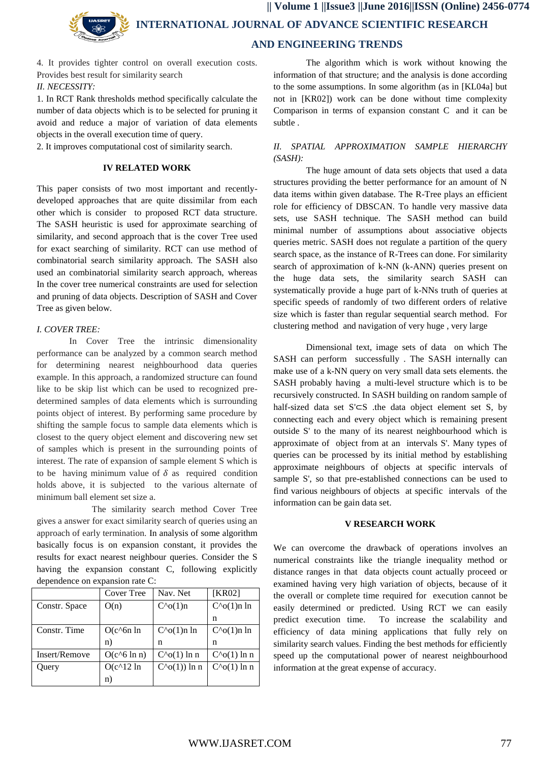4. It provides tighter control on overall execution costs. Provides best result for similarity search

*II. NECESSITY:*

1. In RCT Rank thresholds method specifically calculate the number of data objects which is to be selected for pruning it avoid and reduce a major of variation of data elements objects in the overall execution time of query.

2. It improves computational cost of similarity search.

## IV RELATED WORK

This paper consists of two most important and recently-developed approaches that are quite dissimilar from each other which is consider to proposed RCT data structure. The SASH heuristic is used for approximate searching of similarity, and second approach that is the cover Tree used for exact searching of similarity. RCT can use method of combinatorial search similarity approach. The SASH also used an combinatorial similarity search approach, whereas In the cover tree numerical constraints are used for selection and pruning of data objects. Description of SASH and Cover Tree as given below.

*I. COVER TREE:*

In Cover Tree the intrinsic dimensionality performance can be analyzed by a common search method for determining nearest neighbourhood data queries example. In this approach, a randomized structure can found like to be skip list which can be used to recognized pre-determined samples of data elements which is surrounding points object of interest. By performing same procedure by shifting the sample focus to sample data elements which is closest to the query object element and discovering new set of samples which is present in the surrounding points of interest. The rate of expansion of sample element S which is to be having minimum value of $\delta$ as required condition holds above, it is subjected to the various alternate of minimum ball element set size a.

The similarity search method Cover Tree gives a answer for exact similarity search of queries using an approach of early termination. In analysis of some algorithm basically focus is on expansion constant, it provides the results for exact nearest neighbour queries. Consider the S having the expansion constant C, following explicitly dependence on expansion rate C:

| | Cover Tree | Nav. Net | [KR02] |
|---|---|---|---|
| Constr. Space | O(n) | C^o(1)n | C^o(1)n ln n |
| Constr. Time | O(c^6n ln n) | C^o(1)n ln n | C^o(1)n ln n |
| Insert/Remove | O(c^6 ln n) | C^o(1) ln n | C^o(1) ln n |
| Query | O(c^12 ln n) | C^o(1)) ln n | C^o(1) ln n |

The algorithm which is work without knowing the information of that structure; and the analysis is done according to the some assumptions. In some algorithm (as in [KL04a] but not in [KR02]) work can be done without time complexity Comparison in terms of expansion constant C and it can be subtle .

*II. SPATIAL APPROXIMATION SAMPLE HIERARCHY (SASH):*

The huge amount of data sets objects that used a data structures providing the better performance for an amount of N data items within given database. The R-Tree plays an efficient role for efficiency of DBSCAN. To handle very massive data sets, use SASH technique. The SASH method can build minimal number of assumptions about associative objects queries metric. SASH does not regulate a partition of the query search space, as the instance of R-Trees can done. For similarity search of approximation of k-NN (k-ANN) queries present on the huge data sets, the similarity search SASH can systematically provide a huge part of k-NNs truth of queries at specific speeds of randomly of two different orders of relative size which is faster than regular sequential search method. For clustering method and navigation of very huge , very large

Dimensional text, image sets of data on which The SASH can perform successfully . The SASH internally can make use of a k-NN query on very small data sets elements. the SASH probably having a multi-level structure which is to be recursively constructed. In SASH building on random sample of half-sized data set S'⊂S .the data object element set S, by connecting each and every object which is remaining present outside S' to the many of its nearest neighbourhood which is approximate of object from at an intervals S'. Many types of queries can be processed by its initial method by establishing approximate neighbours of objects at specific intervals of sample S', so that pre-established connections can be used to find various neighbours of objects at specific intervals of the information can be gain data set.

## V RESEARCH WORK

We can overcome the drawback of operations involves an numerical constraints like the triangle inequality method or distance ranges in that data objects count actually proceed or examined having very high variation of objects, because of it the overall or complete time required for execution cannot be easily determined or predicted. Using RCT we can easily predict execution time. To increase the scalability and efficiency of data mining applications that fully rely on similarity search values. Finding the best methods for efficiently speed up the computational power of nearest neighbourhood information at the great expense of accuracy.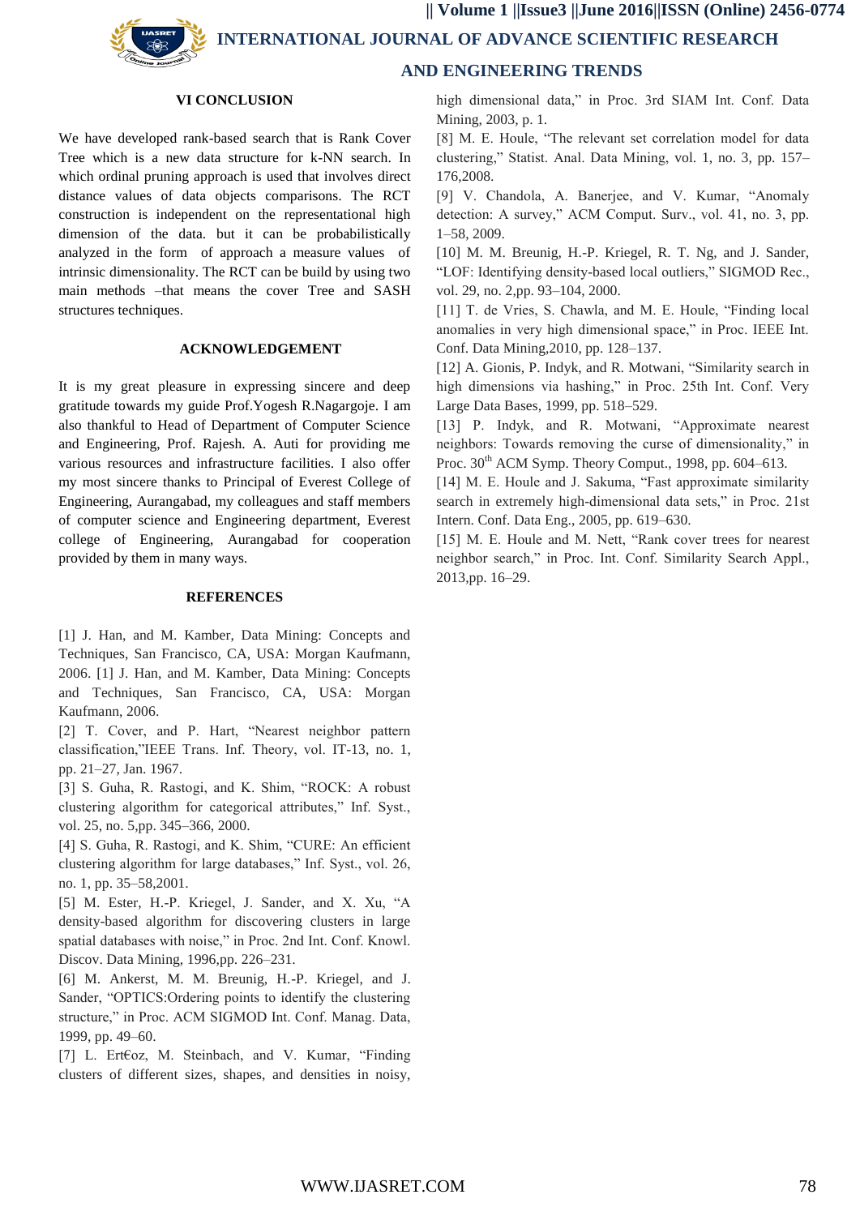## VI CONCLUSION

We have developed rank-based search that is Rank Cover Tree which is a new data structure for k-NN search. In which ordinal pruning approach is used that involves direct distance values of data objects comparisons. The RCT construction is independent on the representational high dimension of the data. but it can be probabilistically analyzed in the form of approach a measure values of intrinsic dimensionality. The RCT can be build by using two main methods –that means the cover Tree and SASH structures techniques.

## ACKNOWLEDGEMENT

It is my great pleasure in expressing sincere and deep gratitude towards my guide Prof.Yogesh R.Nagargoje. I am also thankful to Head of Department of Computer Science and Engineering, Prof. Rajesh. A. Auti for providing me various resources and infrastructure facilities. I also offer my most sincere thanks to Principal of Everest College of Engineering, Aurangabad, my colleagues and staff members of computer science and Engineering department, Everest college of Engineering, Aurangabad for cooperation provided by them in many ways.

## REFERENCES

[1] J. Han, and M. Kamber, Data Mining: Concepts and Techniques, San Francisco, CA, USA: Morgan Kaufmann, 2006. [1] J. Han, and M. Kamber, Data Mining: Concepts and Techniques, San Francisco, CA, USA: Morgan Kaufmann, 2006.

[2] T. Cover, and P. Hart, "Nearest neighbor pattern classification,"IEEE Trans. Inf. Theory, vol. IT-13, no. 1, pp. 21–27, Jan. 1967.

[3] S. Guha, R. Rastogi, and K. Shim, "ROCK: A robust clustering algorithm for categorical attributes," Inf. Syst., vol. 25, no. 5,pp. 345–366, 2000.

[4] S. Guha, R. Rastogi, and K. Shim, "CURE: An efficient clustering algorithm for large databases," Inf. Syst., vol. 26, no. 1, pp. 35–58,2001.

[5] M. Ester, H.-P. Kriegel, J. Sander, and X. Xu, "A density-based algorithm for discovering clusters in large spatial databases with noise," in Proc. 2nd Int. Conf. Knowl. Discov. Data Mining, 1996,pp. 226–231.

[6] M. Ankerst, M. M. Breunig, H.-P. Kriegel, and J. Sander, "OPTICS:Ordering points to identify the clustering structure," in Proc. ACM SIGMOD Int. Conf. Manag. Data, 1999, pp. 49–60.

[7] L. Ert€oz, M. Steinbach, and V. Kumar, "Finding clusters of different sizes, shapes, and densities in noisy, high dimensional data," in Proc. 3rd SIAM Int. Conf. Data Mining, 2003, p. 1.

[8] M. E. Houle, "The relevant set correlation model for data clustering," Statist. Anal. Data Mining, vol. 1, no. 3, pp. 157–176,2008.

[9] V. Chandola, A. Banerjee, and V. Kumar, "Anomaly detection: A survey," ACM Comput. Surv., vol. 41, no. 3, pp. 1–58, 2009.

[10] M. M. Breunig, H.-P. Kriegel, R. T. Ng, and J. Sander, "LOF: Identifying density-based local outliers," SIGMOD Rec., vol. 29, no. 2,pp. 93–104, 2000.

[11] T. de Vries, S. Chawla, and M. E. Houle, "Finding local anomalies in very high dimensional space," in Proc. IEEE Int. Conf. Data Mining,2010, pp. 128–137.

[12] A. Gionis, P. Indyk, and R. Motwani, "Similarity search in high dimensions via hashing," in Proc. 25th Int. Conf. Very Large Data Bases, 1999, pp. 518–529.

[13] P. Indyk, and R. Motwani, "Approximate nearest neighbors: Towards removing the curse of dimensionality," in Proc. 30th ACM Symp. Theory Comput., 1998, pp. 604–613.

[14] M. E. Houle and J. Sakuma, "Fast approximate similarity search in extremely high-dimensional data sets," in Proc. 21st Intern. Conf. Data Eng., 2005, pp. 619–630.

[15] M. E. Houle and M. Nett, "Rank cover trees for nearest neighbor search," in Proc. Int. Conf. Similarity Search Appl., 2013,pp. 16–29.